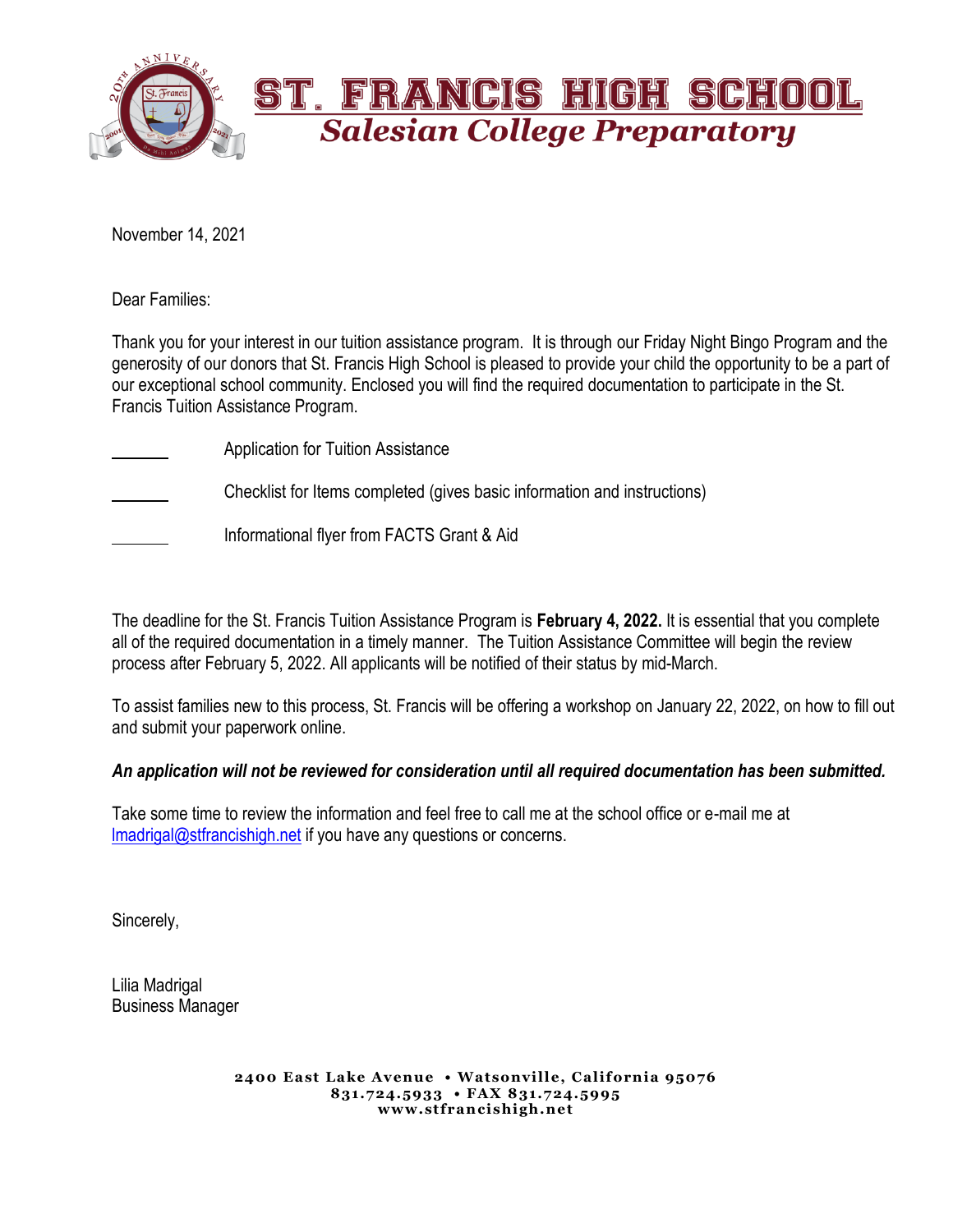# ST. FRANCIS HIGH SCHOOL

## *Salesian College Preparatory*

November 14, 2021

Dear Families:

Thank you for your interest in our tuition assistance program. It is through our Friday Night Bingo Program and the generosity of our donors that St. Francis High School is pleased to provide your child the opportunity to be a part of our exceptional school community. Enclosed you will find the required documentation to participate in the St. Francis Tuition Assistance Program.

______ Application for Tuition Assistance

______ Checklist for Items completed (gives basic information and instructions)

______ Informational flyer from FACTS Grant & Aid

The deadline for the St. Francis Tuition Assistance Program is **February 4, 2022.** It is essential that you complete all of the required documentation in a timely manner. The Tuition Assistance Committee will begin the review process after February 5, 2022. All applicants will be notified of their status by mid-March.

To assist families new to this process, St. Francis will be offering a workshop on January 22, 2022, on how to fill out and submit your paperwork online.

***An application will not be reviewed for consideration until all required documentation has been submitted.***

Take some time to review the information and feel free to call me at the school office or e-mail me at lmadrigal@stfrancishigh.net if you have any questions or concerns.

Sincerely,

Lilia Madrigal
Business Manager

**2400 East Lake Avenue • Watsonville, California 95076**
**831.724.5933 • FAX 831.724.5995**
**www.stfrancishigh.net**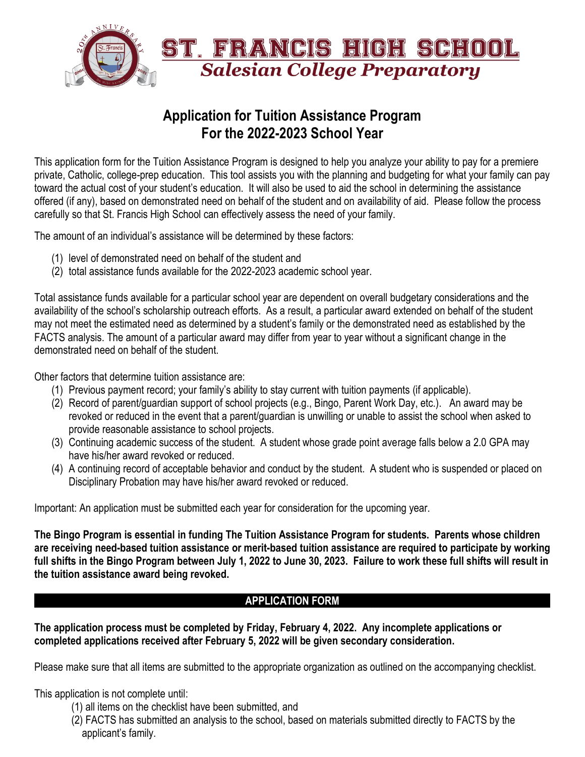# ST. FRANCIS HIGH SCHOOL
## *Salesian College Preparatory*

## Application for Tuition Assistance Program
## For the 2022-2023 School Year

This application form for the Tuition Assistance Program is designed to help you analyze your ability to pay for a premiere private, Catholic, college-prep education. This tool assists you with the planning and budgeting for what your family can pay toward the actual cost of your student's education. It will also be used to aid the school in determining the assistance offered (if any), based on demonstrated need on behalf of the student and on availability of aid. Please follow the process carefully so that St. Francis High School can effectively assess the need of your family.

The amount of an individual's assistance will be determined by these factors:

1) level of demonstrated need on behalf of the student and
2) total assistance funds available for the 2022-2023 academic school year.

Total assistance funds available for a particular school year are dependent on overall budgetary considerations and the availability of the school's scholarship outreach efforts. As a result, a particular award extended on behalf of the student may not meet the estimated need as determined by a student's family or the demonstrated need as established by the FACTS analysis. The amount of a particular award may differ from year to year without a significant change in the demonstrated need on behalf of the student.

Other factors that determine tuition assistance are:

1) Previous payment record; your family's ability to stay current with tuition payments (if applicable).
2) Record of parent/guardian support of school projects (e.g., Bingo, Parent Work Day, etc.). An award may be revoked or reduced in the event that a parent/guardian is unwilling or unable to assist the school when asked to provide reasonable assistance to school projects.
3) Continuing academic success of the student. A student whose grade point average falls below a 2.0 GPA may have his/her award revoked or reduced.
4) A continuing record of acceptable behavior and conduct by the student. A student who is suspended or placed on Disciplinary Probation may have his/her award revoked or reduced.

Important: An application must be submitted each year for consideration for the upcoming year.

**The Bingo Program is essential in funding The Tuition Assistance Program for students. Parents whose children are receiving need-based tuition assistance or merit-based tuition assistance are required to participate by working full shifts in the Bingo Program between July 1, 2022 to June 30, 2023. Failure to work these full shifts will result in the tuition assistance award being revoked.**

## APPLICATION FORM

**The application process must be completed by Friday, February 4, 2022. Any incomplete applications or completed applications received after February 5, 2022 will be given secondary consideration.**

Please make sure that all items are submitted to the appropriate organization as outlined on the accompanying checklist.

This application is not complete until:

1) all items on the checklist have been submitted, and
2) FACTS has submitted an analysis to the school, based on materials submitted directly to FACTS by the applicant's family.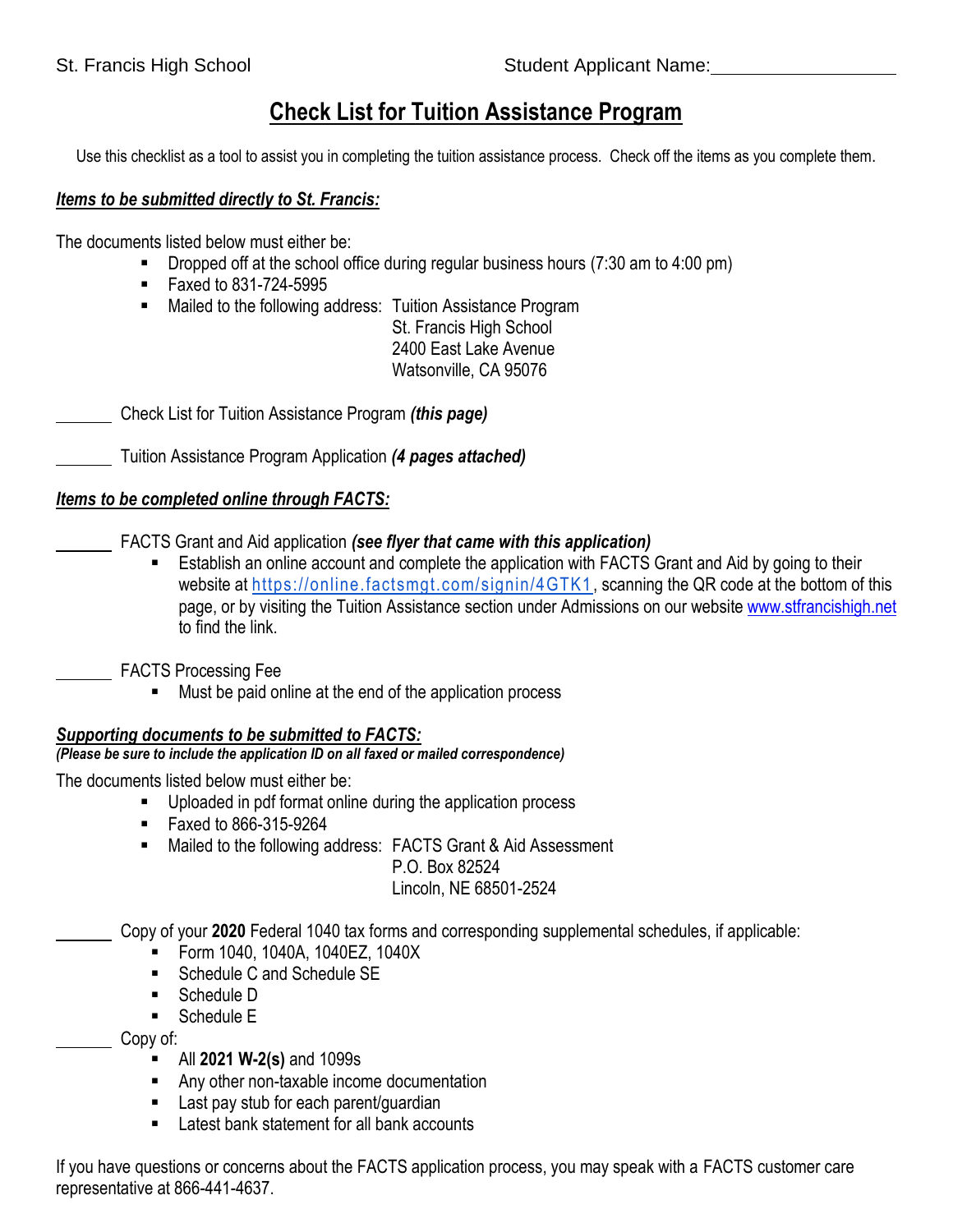St. Francis High School

Student Applicant Name:__________________

# Check List for Tuition Assistance Program

Use this checklist as a tool to assist you in completing the tuition assistance process. Check off the items as you complete them.

***Items to be submitted directly to St. Francis:***

The documents listed below must either be:

- Dropped off at the school office during regular business hours (7:30 am to 4:00 pm)
- Faxed to 831-724-5995
- Mailed to the following address: Tuition Assistance Program
  St. Francis High School
  2400 East Lake Avenue
  Watsonville, CA 95076

_______ Check List for Tuition Assistance Program ***(this page)***

_______ Tuition Assistance Program Application ***(4 pages attached)***

***Items to be completed online through FACTS:***

_______ FACTS Grant and Aid application ***(see flyer that came with this application)***

- Establish an online account and complete the application with FACTS Grant and Aid by going to their website at https://online.factsmgt.com/signin/4GTK1, scanning the QR code at the bottom of this page, or by visiting the Tuition Assistance section under Admissions on our website www.stfrancishigh.net to find the link.

_______ FACTS Processing Fee

- Must be paid online at the end of the application process

***Supporting documents to be submitted to FACTS:***

***(Please be sure to include the application ID on all faxed or mailed correspondence)***

The documents listed below must either be:

- Uploaded in pdf format online during the application process
- Faxed to 866-315-9264
- Mailed to the following address: FACTS Grant & Aid Assessment
  P.O. Box 82524
  Lincoln, NE 68501-2524

_______ Copy of your **2020** Federal 1040 tax forms and corresponding supplemental schedules, if applicable:

- Form 1040, 1040A, 1040EZ, 1040X
- Schedule C and Schedule SE
- Schedule D
- Schedule E

_______ Copy of:

- All **2021 W-2(s)** and 1099s
- Any other non-taxable income documentation
- Last pay stub for each parent/guardian
- Latest bank statement for all bank accounts

If you have questions or concerns about the FACTS application process, you may speak with a FACTS customer care representative at 866-441-4637.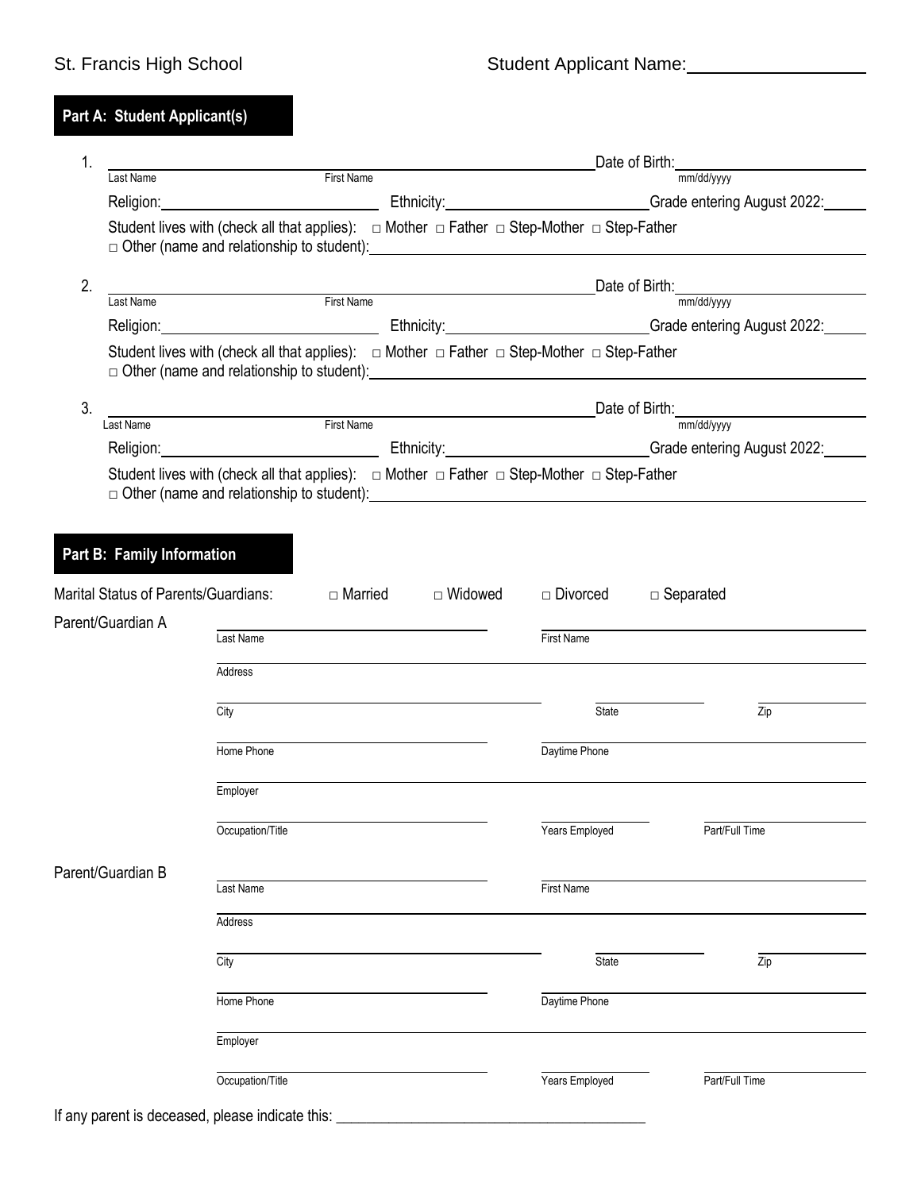St. Francis High School

Student Applicant Name: ____________________

## Part A: Student Applicant(s)

1. ______________________________________________ Date of Birth: ____________________
   Last Name First Name mm/dd/yyyy

   Religion: ____________________ Ethnicity: ____________________ Grade entering August 2022: _____

   Student lives with (check all that applies): □ Mother □ Father □ Step-Mother □ Step-Father
   □ Other (name and relationship to student): ______________________________

2. ______________________________________________ Date of Birth: ____________________
   Last Name First Name mm/dd/yyyy

   Religion: ____________________ Ethnicity: ____________________ Grade entering August 2022: _____

   Student lives with (check all that applies): □ Mother □ Father □ Step-Mother □ Step-Father
   □ Other (name and relationship to student): ______________________________

3. ______________________________________________ Date of Birth: ____________________
   Last Name First Name mm/dd/yyyy

   Religion: ____________________ Ethnicity: ____________________ Grade entering August 2022: _____

   Student lives with (check all that applies): □ Mother □ Father □ Step-Mother □ Step-Father
   □ Other (name and relationship to student): ______________________________

## Part B: Family Information

Marital Status of Parents/Guardians: □ Married □ Widowed □ Divorced □ Separated

Parent/Guardian A

____________________ Last Name ____________________ First Name

____________________ Address

____________________ City ____________ State ____________ Zip

____________________ Home Phone ____________________ Daytime Phone

____________________ Employer

____________________ Occupation/Title ____________ Years Employed ____________ Part/Full Time

Parent/Guardian B

____________________ Last Name ____________________ First Name

____________________ Address

____________________ City ____________ State ____________ Zip

____________________ Home Phone ____________________ Daytime Phone

____________________ Employer

____________________ Occupation/Title ____________ Years Employed ____________ Part/Full Time

If any parent is deceased, please indicate this: ________________________________________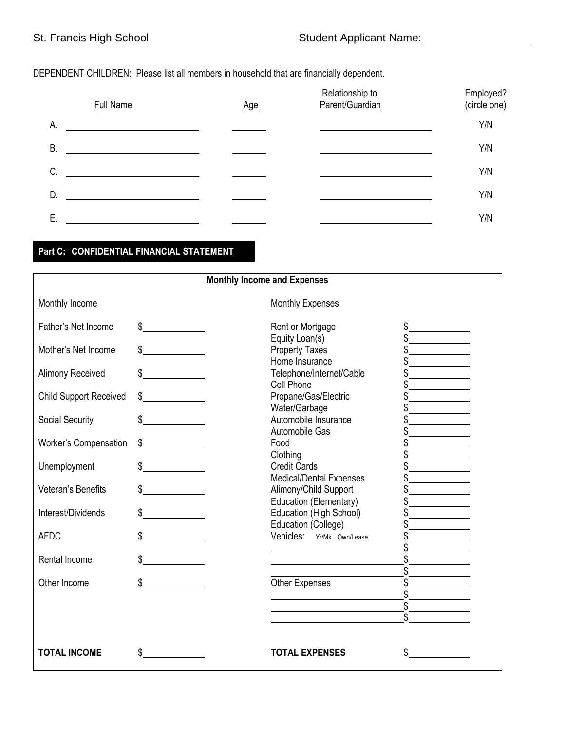St. Francis High School Student Applicant Name: ____________________

DEPENDENT CHILDREN: Please list all members in household that are financially dependent.

| | Full Name | Age | Relationship to Parent/Guardian | Employed? (circle one) |
|---|---|---|---|---|
| A. | | | | Y/N |
| B. | | | | Y/N |
| C. | | | | Y/N |
| D. | | | | Y/N |
| E. | | | | Y/N |

## Part C: CONFIDENTIAL FINANCIAL STATEMENT

**Monthly Income and Expenses**

| Monthly Income | | Monthly Expenses | |
|---|---|---|---|
| Father's Net Income | $ | Rent or Mortgage | $ |
| | | Equity Loan(s) | $ |
| Mother's Net Income | $ | Property Taxes | $ |
| | | Home Insurance | $ |
| Alimony Received | $ | Telephone/Internet/Cable | $ |
| | | Cell Phone | $ |
| Child Support Received | $ | Propane/Gas/Electric | $ |
| | | Water/Garbage | $ |
| Social Security | $ | Automobile Insurance | $ |
| | | Automobile Gas | $ |
| Worker's Compensation | $ | Food | $ |
| | | Clothing | $ |
| Unemployment | $ | Credit Cards | $ |
| | | Medical/Dental Expenses | $ |
| Veteran's Benefits | $ | Alimony/Child Support | $ |
| | | Education (Elementary) | $ |
| Interest/Dividends | $ | Education (High School) | $ |
| | | Education (College) | $ |
| AFDC | $ | Vehicles: Yr/Mk Own/Lease | $ |
| | | | $ |
| Rental Income | $ | | $ |
| | | | $ |
| Other Income | $ | Other Expenses | $ |
| | | | $ |
| | | | $ |
| | | | $ |
| **TOTAL INCOME** | $ | **TOTAL EXPENSES** | $ |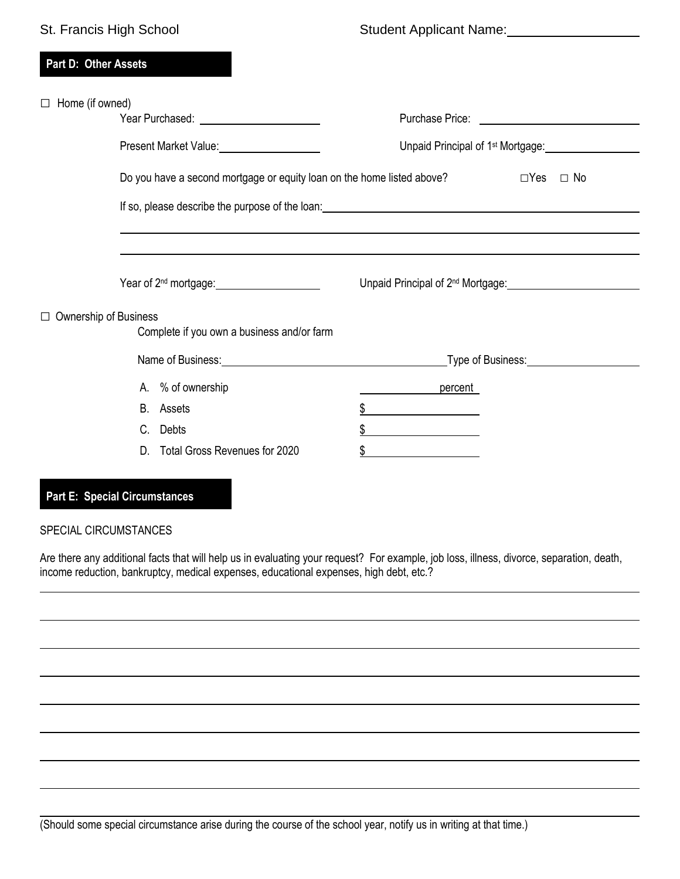St. Francis High School — Student Applicant Name: ____________________

## Part D: Other Assets

☐ Home (if owned)

Year Purchased: ____________________ Purchase Price: ____________________

Present Market Value: ____________________ Unpaid Principal of 1st Mortgage: ____________________

Do you have a second mortgage or equity loan on the home listed above? ☐Yes ☐ No

If so, please describe the purpose of the loan: ____________________

____________________

____________________

Year of 2nd mortgage: ____________________ Unpaid Principal of 2nd Mortgage: ____________________

☐ Ownership of Business

Complete if you own a business and/or farm

Name of Business: ____________________ Type of Business: ____________________

A. % of ownership ____________ percent

B. Assets $____________

C. Debts $____________

D. Total Gross Revenues for 2020 $____________

## Part E: Special Circumstances

SPECIAL CIRCUMSTANCES

Are there any additional facts that will help us in evaluating your request? For example, job loss, illness, divorce, separation, death, income reduction, bankruptcy, medical expenses, educational expenses, high debt, etc.?

____________________

____________________

____________________

____________________

____________________

____________________

____________________

____________________

____________________

(Should some special circumstance arise during the course of the school year, notify us in writing at that time.)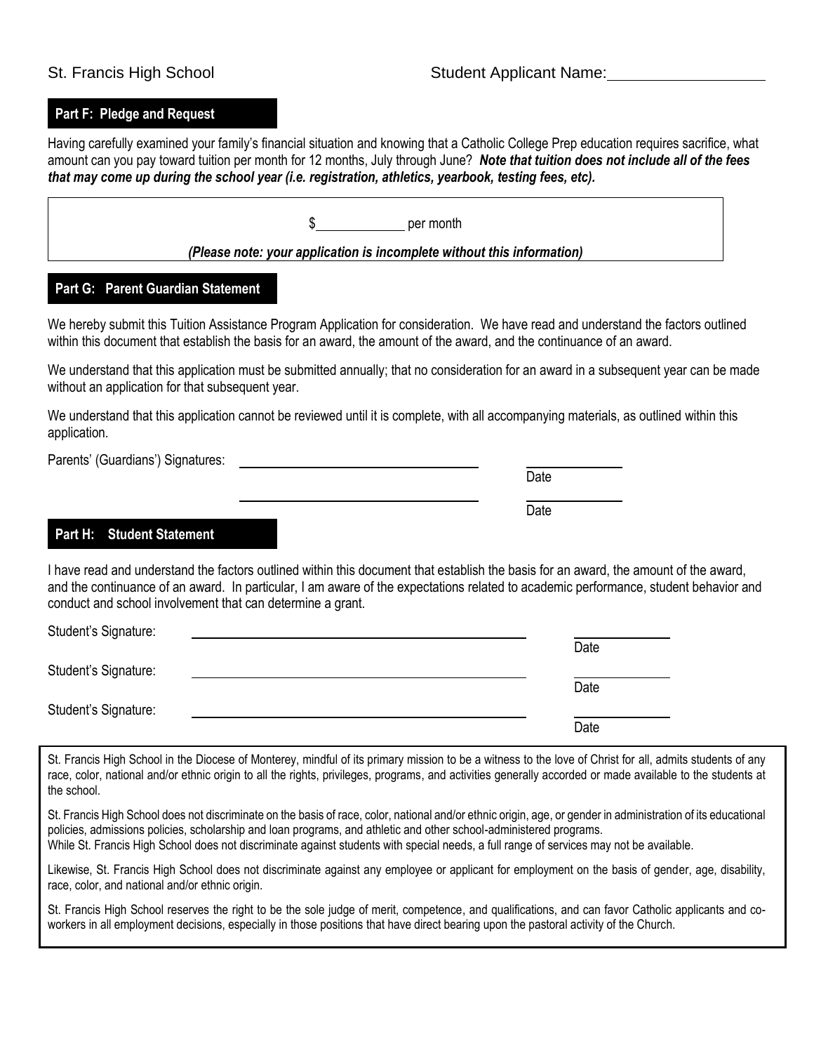St. Francis High School Student Applicant Name: ____________________

## Part F: Pledge and Request

Having carefully examined your family's financial situation and knowing that a Catholic College Prep education requires sacrifice, what amount can you pay toward tuition per month for 12 months, July through June? ***Note that tuition does not include all of the fees that may come up during the school year (i.e. registration, athletics, yearbook, testing fees, etc).***

$____________ per month

***(Please note: your application is incomplete without this information)***

## Part G: Parent Guardian Statement

We hereby submit this Tuition Assistance Program Application for consideration. We have read and understand the factors outlined within this document that establish the basis for an award, the amount of the award, and the continuance of an award.

We understand that this application must be submitted annually; that no consideration for an award in a subsequent year can be made without an application for that subsequent year.

We understand that this application cannot be reviewed until it is complete, with all accompanying materials, as outlined within this application.

Parents' (Guardians') Signatures: ______________________________ ____________ Date

______________________________ ____________ Date

## Part H: Student Statement

I have read and understand the factors outlined within this document that establish the basis for an award, the amount of the award, and the continuance of an award. In particular, I am aware of the expectations related to academic performance, student behavior and conduct and school involvement that can determine a grant.

Student's Signature: ______________________________ ____________ Date

Student's Signature: ______________________________ ____________ Date

Student's Signature: ______________________________ ____________ Date

St. Francis High School in the Diocese of Monterey, mindful of its primary mission to be a witness to the love of Christ for all, admits students of any race, color, national and/or ethnic origin to all the rights, privileges, programs, and activities generally accorded or made available to the students at the school.

St. Francis High School does not discriminate on the basis of race, color, national and/or ethnic origin, age, or gender in administration of its educational policies, admissions policies, scholarship and loan programs, and athletic and other school-administered programs.
While St. Francis High School does not discriminate against students with special needs, a full range of services may not be available.

Likewise, St. Francis High School does not discriminate against any employee or applicant for employment on the basis of gender, age, disability, race, color, and national and/or ethnic origin.

St. Francis High School reserves the right to be the sole judge of merit, competence, and qualifications, and can favor Catholic applicants and co-workers in all employment decisions, especially in those positions that have direct bearing upon the pastoral activity of the Church.